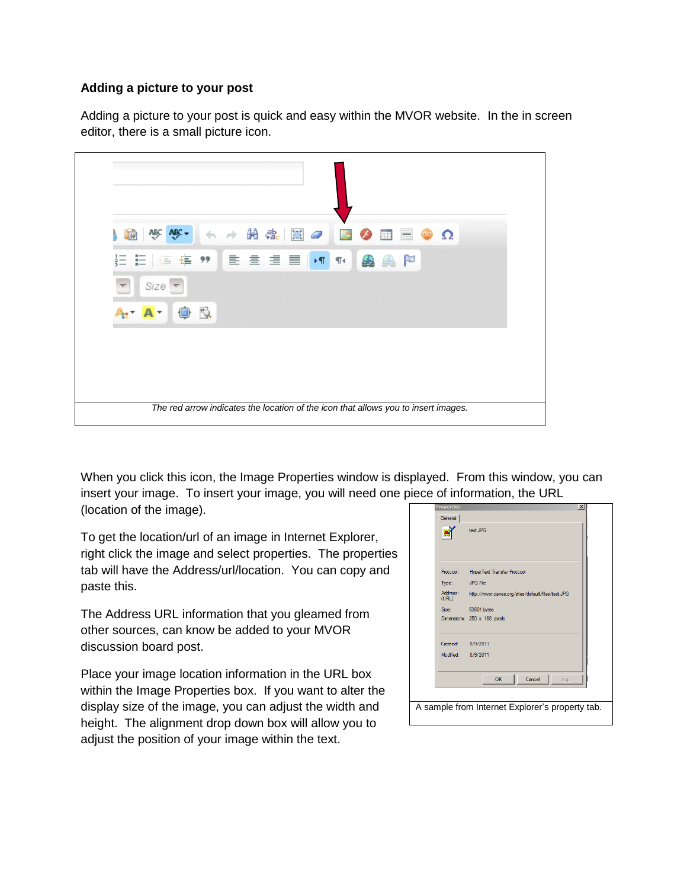**Adding a picture to your post**

Adding a picture to your post is quick and easy within the MVOR website. In the in screen editor, there is a small picture icon.

*The red arrow indicates the location of the icon that allows you to insert images.*

When you click this icon, the Image Properties window is displayed. From this window, you can insert your image. To insert your image, you will need one piece of information, the URL (location of the image).

To get the location/url of an image in Internet Explorer, right click the image and select properties. The properties tab will have the Address/url/location. You can copy and paste this.

The Address URL information that you gleamed from other sources, can know be added to your MVOR discussion board post.

Place your image location information in the URL box within the Image Properties box. If you want to alter the display size of the image, you can adjust the width and height. The alignment drop down box will allow you to adjust the position of your image within the text.

A sample from Internet Explorer's property tab.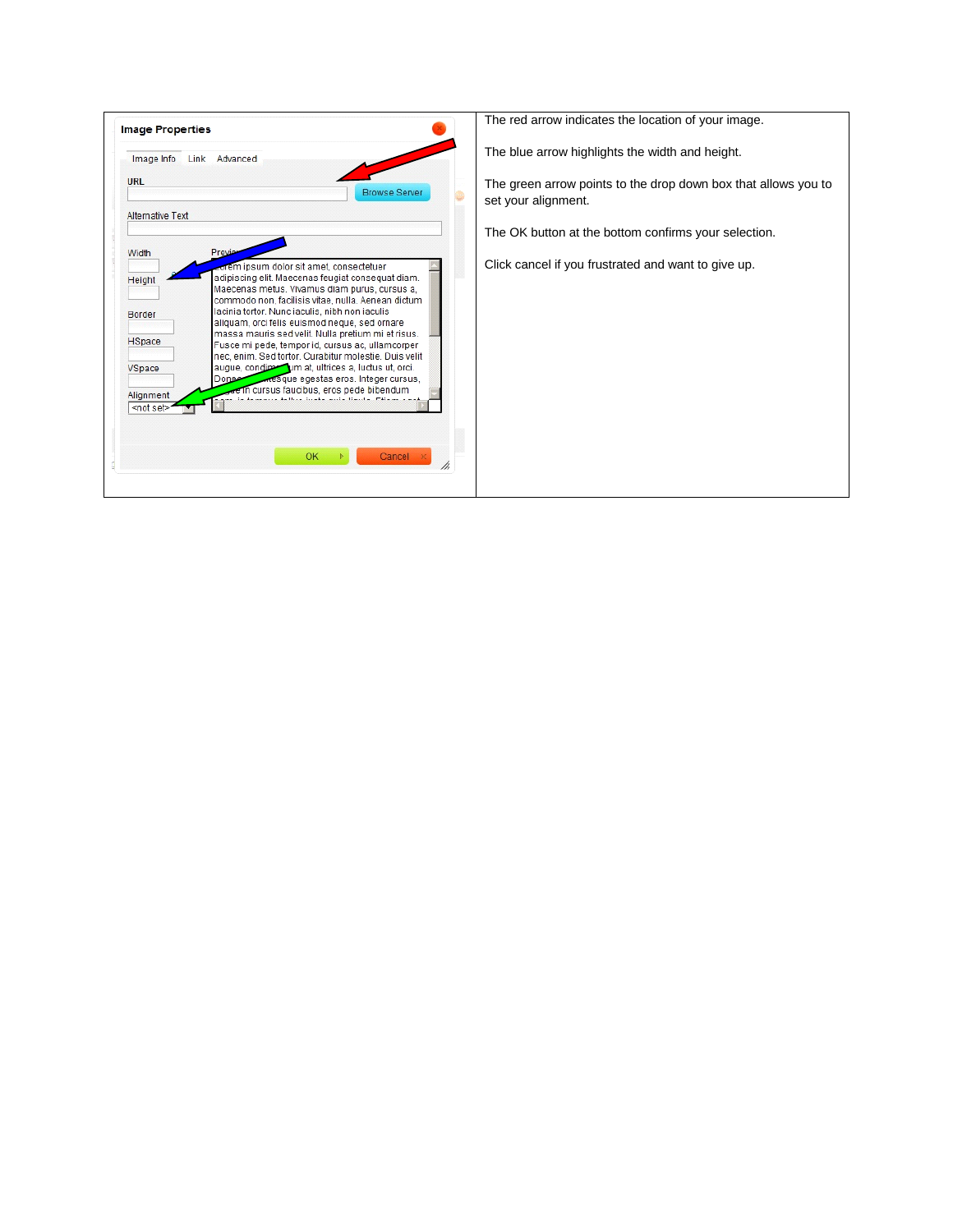| | |
|---|---|
| Image Properties<br>Image Info Link Advanced<br>URL<br>Browse Server<br>Alternative Text<br>Width<br>Height<br>Border<br>HSpace<br>VSpace<br>Alignment<br><not set><br>OK Cancel | The red arrow indicates the location of your image.<br><br>The blue arrow highlights the width and height.<br><br>The green arrow points to the drop down box that allows you to set your alignment.<br><br>The OK button at the bottom confirms your selection.<br><br>Click cancel if you frustrated and want to give up. |